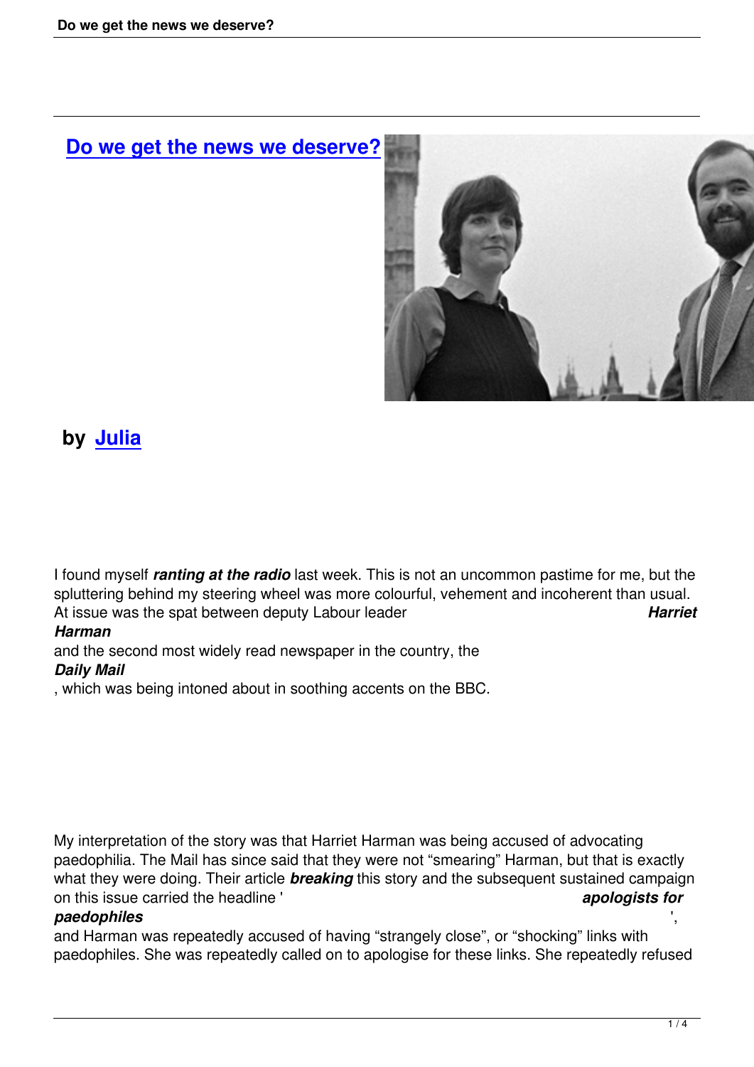# Do we get the news we deserve?

**by Julia**

I found myself ***ranting at the radio*** last week. This is not an uncommon pastime for me, but the spluttering behind my steering wheel was more colourful, vehement and incoherent than usual. At issue was the spat between deputy Labour leader ***Harriet Harman*** and the second most widely read newspaper in the country, the ***Daily Mail***, which was being intoned about in soothing accents on the BBC.

My interpretation of the story was that Harriet Harman was being accused of advocating paedophilia. The Mail has since said that they were not "smearing" Harman, but that is exactly what they were doing. Their article ***breaking*** this story and the subsequent sustained campaign on this issue carried the headline ' ***apologists for paedophiles*** ', and Harman was repeatedly accused of having "strangely close", or "shocking" links with paedophiles. She was repeatedly called on to apologise for these links. She repeatedly refused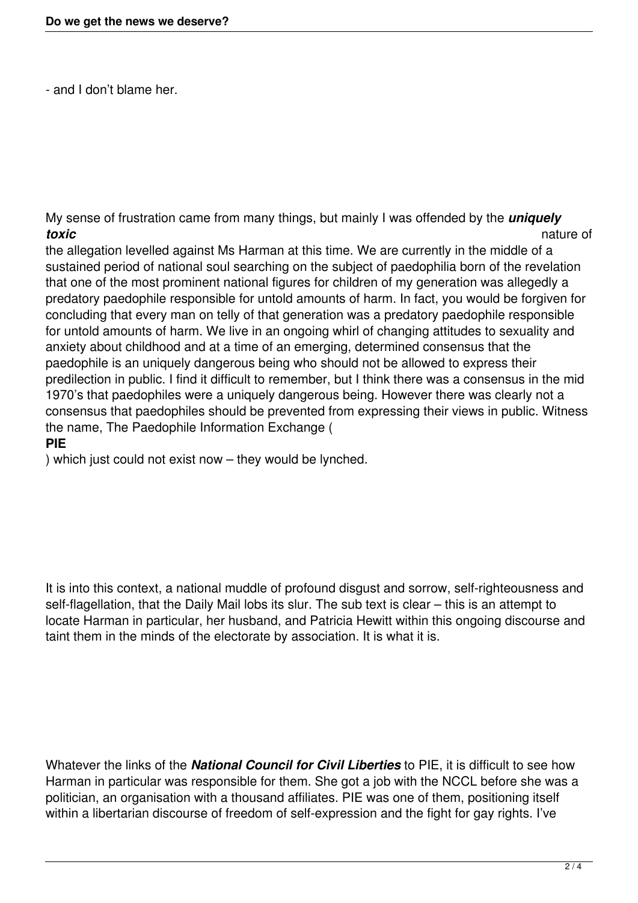- and I don't blame her.

My sense of frustration came from many things, but mainly I was offended by the ***uniquely toxic*** nature of the allegation levelled against Ms Harman at this time. We are currently in the middle of a sustained period of national soul searching on the subject of paedophilia born of the revelation that one of the most prominent national figures for children of my generation was allegedly a predatory paedophile responsible for untold amounts of harm. In fact, you would be forgiven for concluding that every man on telly of that generation was a predatory paedophile responsible for untold amounts of harm. We live in an ongoing whirl of changing attitudes to sexuality and anxiety about childhood and at a time of an emerging, determined consensus that the paedophile is an uniquely dangerous being who should not be allowed to express their predilection in public. I find it difficult to remember, but I think there was a consensus in the mid 1970's that paedophiles were a uniquely dangerous being. However there was clearly not a consensus that paedophiles should be prevented from expressing their views in public. Witness the name, The Paedophile Information Exchange (**PIE**) which just could not exist now – they would be lynched.

It is into this context, a national muddle of profound disgust and sorrow, self-righteousness and self-flagellation, that the Daily Mail lobs its slur. The sub text is clear – this is an attempt to locate Harman in particular, her husband, and Patricia Hewitt within this ongoing discourse and taint them in the minds of the electorate by association. It is what it is.

Whatever the links of the ***National Council for Civil Liberties*** to PIE, it is difficult to see how Harman in particular was responsible for them. She got a job with the NCCL before she was a politician, an organisation with a thousand affiliates. PIE was one of them, positioning itself within a libertarian discourse of freedom of self-expression and the fight for gay rights. I've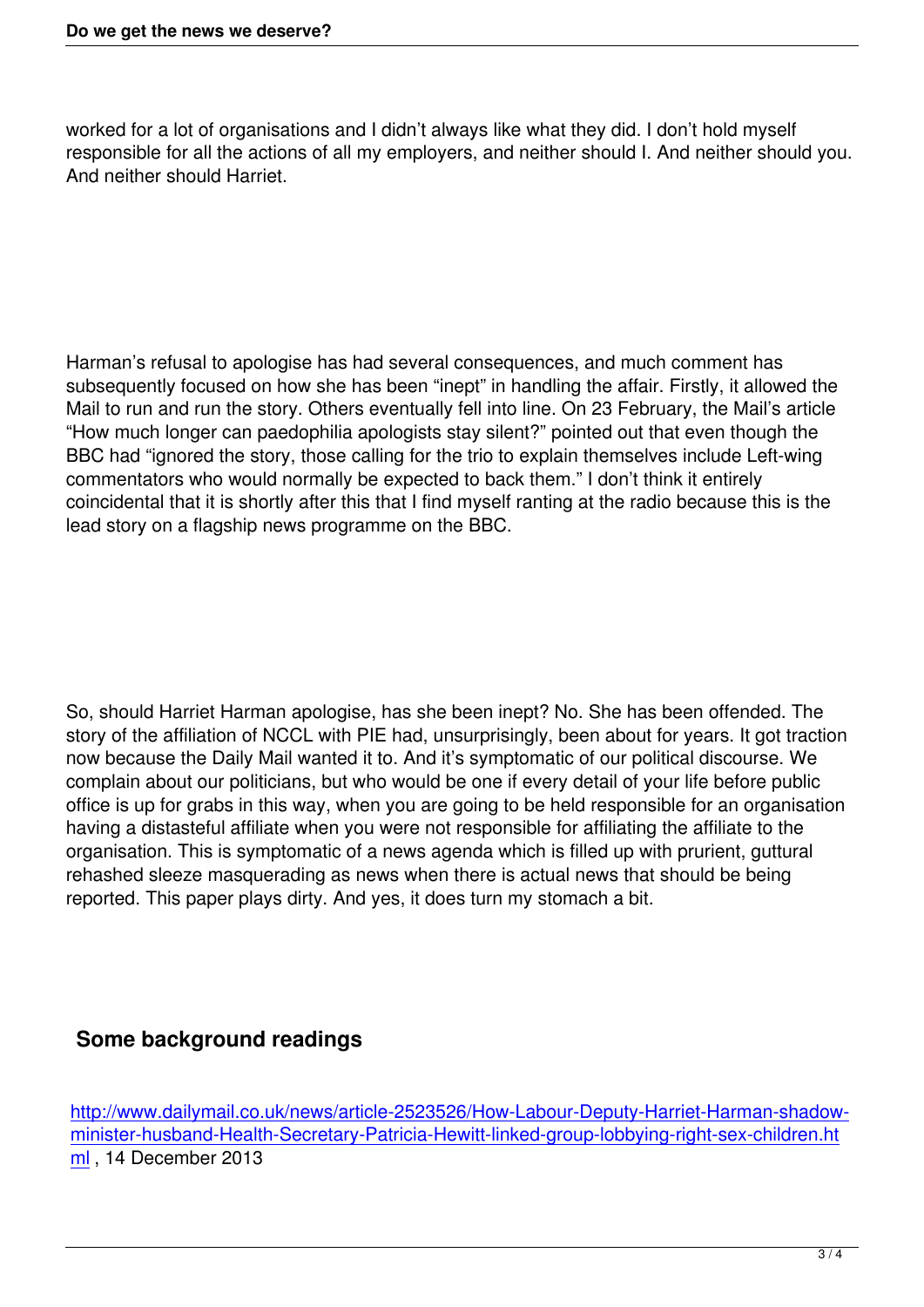worked for a lot of organisations and I didn't always like what they did. I don't hold myself responsible for all the actions of all my employers, and neither should I. And neither should you. And neither should Harriet.

Harman's refusal to apologise has had several consequences, and much comment has subsequently focused on how she has been "inept" in handling the affair. Firstly, it allowed the Mail to run and run the story. Others eventually fell into line. On 23 February, the Mail's article "How much longer can paedophilia apologists stay silent?" pointed out that even though the BBC had "ignored the story, those calling for the trio to explain themselves include Left-wing commentators who would normally be expected to back them." I don't think it entirely coincidental that it is shortly after this that I find myself ranting at the radio because this is the lead story on a flagship news programme on the BBC.

So, should Harriet Harman apologise, has she been inept? No. She has been offended. The story of the affiliation of NCCL with PIE had, unsurprisingly, been about for years. It got traction now because the Daily Mail wanted it to. And it's symptomatic of our political discourse. We complain about our politicians, but who would be one if every detail of your life before public office is up for grabs in this way, when you are going to be held responsible for an organisation having a distasteful affiliate when you were not responsible for affiliating the affiliate to the organisation. This is symptomatic of a news agenda which is filled up with prurient, guttural rehashed sleeze masquerading as news when there is actual news that should be being reported. This paper plays dirty. And yes, it does turn my stomach a bit.

## Some background readings

http://www.dailymail.co.uk/news/article-2523526/How-Labour-Deputy-Harriet-Harman-shadow-minister-husband-Health-Secretary-Patricia-Hewitt-linked-group-lobbying-right-sex-children.html , 14 December 2013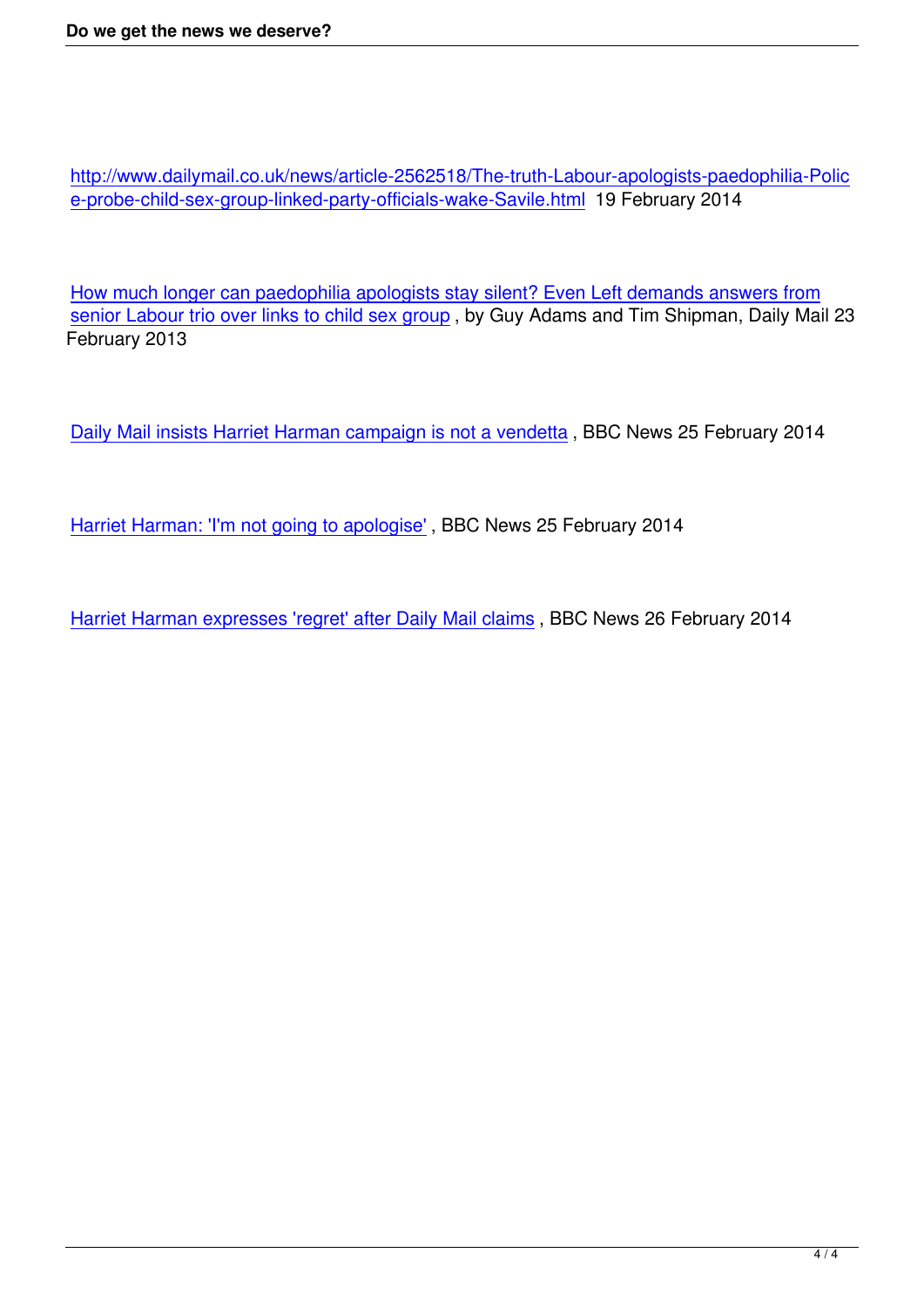http://www.dailymail.co.uk/news/article-2562518/The-truth-Labour-apologists-paedophilia-Police-probe-child-sex-group-linked-party-officials-wake-Savile.html 19 February 2014

How much longer can paedophilia apologists stay silent? Even Left demands answers from senior Labour trio over links to child sex group , by Guy Adams and Tim Shipman, Daily Mail 23 February 2013

Daily Mail insists Harriet Harman campaign is not a vendetta , BBC News 25 February 2014

Harriet Harman: 'I'm not going to apologise' , BBC News 25 February 2014

Harriet Harman expresses 'regret' after Daily Mail claims , BBC News 26 February 2014